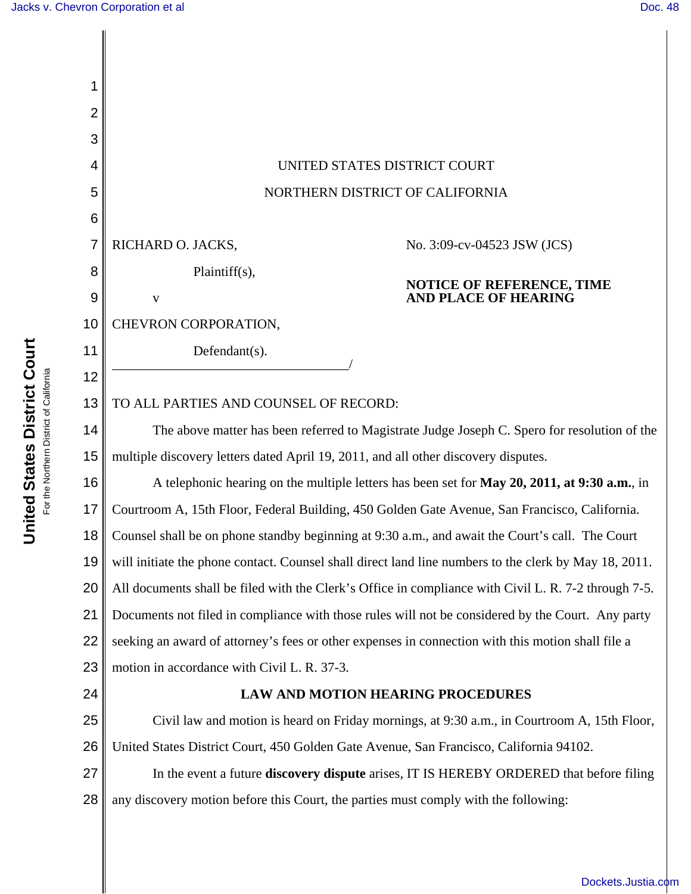UNITED STATES DISTRICT COURT

NORTHERN DISTRICT OF CALIFORNIA

RICHARD O. JACKS,

Plaintiff(s),

v

CHEVRON CORPORATION,

Defendant(s).

No. 3:09-cv-04523 JSW (JCS)

**NOTICE OF REFERENCE, TIME AND PLACE OF HEARING**

TO ALL PARTIES AND COUNSEL OF RECORD:

The above matter has been referred to Magistrate Judge Joseph C. Spero for resolution of the multiple discovery letters dated April 19, 2011, and all other discovery disputes.

A telephonic hearing on the multiple letters has been set for **May 20, 2011, at 9:30 a.m.**, in Courtroom A, 15th Floor, Federal Building, 450 Golden Gate Avenue, San Francisco, California. Counsel shall be on phone standby beginning at 9:30 a.m., and await the Court's call. The Court will initiate the phone contact. Counsel shall direct land line numbers to the clerk by May 18, 2011. All documents shall be filed with the Clerk's Office in compliance with Civil L. R. 7-2 through 7-5. Documents not filed in compliance with those rules will not be considered by the Court. Any party seeking an award of attorney's fees or other expenses in connection with this motion shall file a motion in accordance with Civil L. R. 37-3.

**LAW AND MOTION HEARING PROCEDURES**

Civil law and motion is heard on Friday mornings, at 9:30 a.m., in Courtroom A, 15th Floor, United States District Court, 450 Golden Gate Avenue, San Francisco, California 94102.

In the event a future **discovery dispute** arises, IT IS HEREBY ORDERED that before filing any discovery motion before this Court, the parties must comply with the following: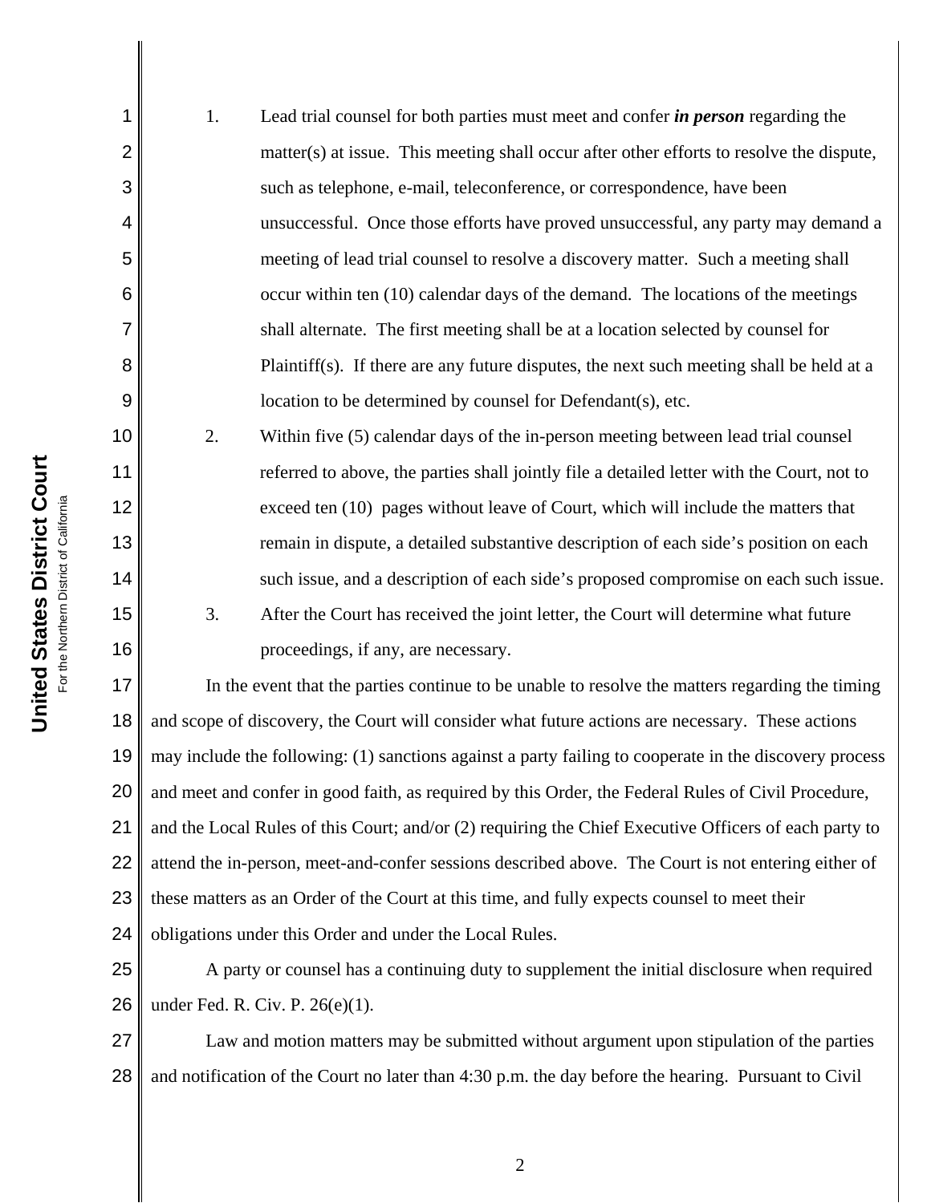1. Lead trial counsel for both parties must meet and confer ***in person*** regarding the matter(s) at issue. This meeting shall occur after other efforts to resolve the dispute, such as telephone, e-mail, teleconference, or correspondence, have been unsuccessful. Once those efforts have proved unsuccessful, any party may demand a meeting of lead trial counsel to resolve a discovery matter. Such a meeting shall occur within ten (10) calendar days of the demand. The locations of the meetings shall alternate. The first meeting shall be at a location selected by counsel for Plaintiff(s). If there are any future disputes, the next such meeting shall be held at a location to be determined by counsel for Defendant(s), etc.

2. Within five (5) calendar days of the in-person meeting between lead trial counsel referred to above, the parties shall jointly file a detailed letter with the Court, not to exceed ten (10) pages without leave of Court, which will include the matters that remain in dispute, a detailed substantive description of each side's position on each such issue, and a description of each side's proposed compromise on each such issue.

3. After the Court has received the joint letter, the Court will determine what future proceedings, if any, are necessary.

In the event that the parties continue to be unable to resolve the matters regarding the timing and scope of discovery, the Court will consider what future actions are necessary. These actions may include the following: (1) sanctions against a party failing to cooperate in the discovery process and meet and confer in good faith, as required by this Order, the Federal Rules of Civil Procedure, and the Local Rules of this Court; and/or (2) requiring the Chief Executive Officers of each party to attend the in-person, meet-and-confer sessions described above. The Court is not entering either of these matters as an Order of the Court at this time, and fully expects counsel to meet their obligations under this Order and under the Local Rules.

A party or counsel has a continuing duty to supplement the initial disclosure when required under Fed. R. Civ. P. 26(e)(1).

Law and motion matters may be submitted without argument upon stipulation of the parties and notification of the Court no later than 4:30 p.m. the day before the hearing. Pursuant to Civil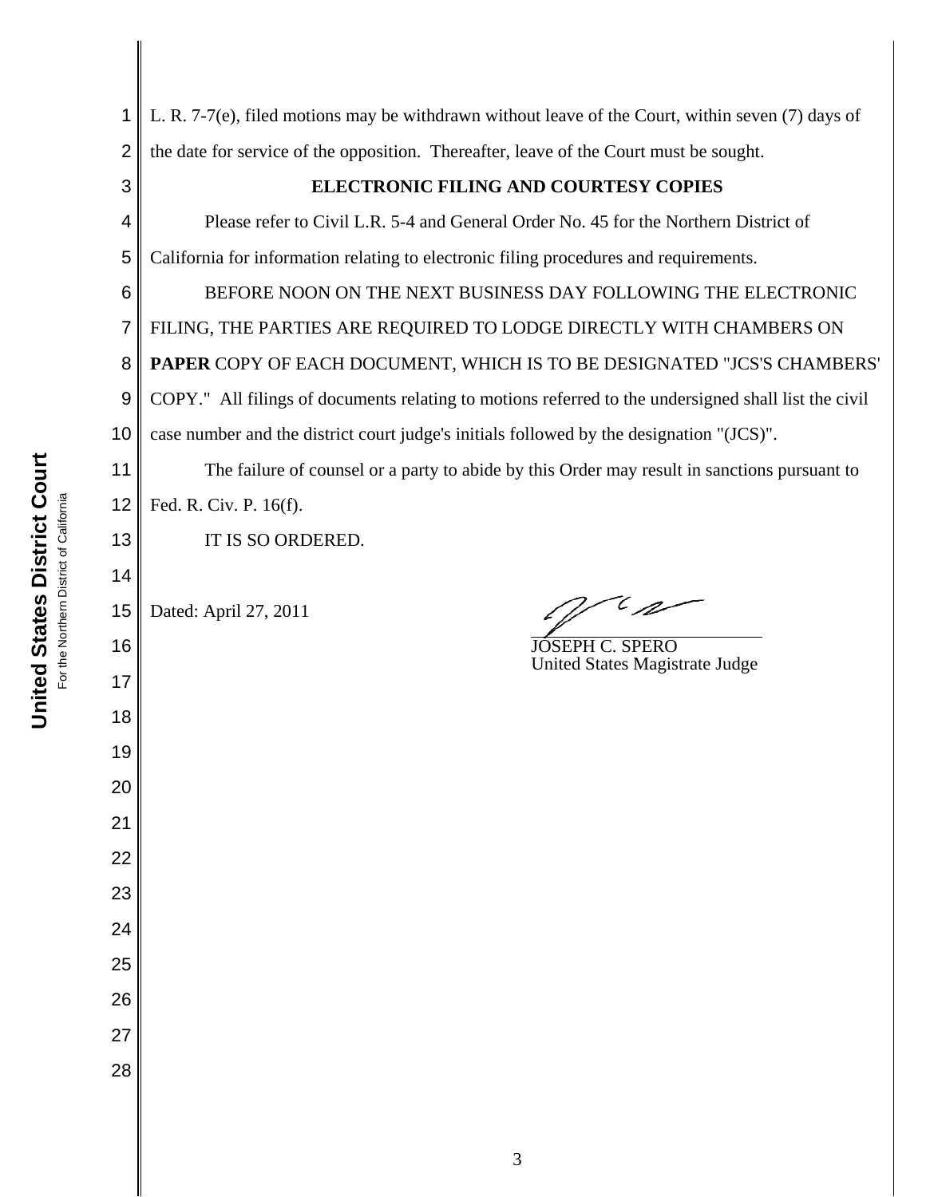L. R. 7-7(e), filed motions may be withdrawn without leave of the Court, within seven (7) days of the date for service of the opposition. Thereafter, leave of the Court must be sought.

**ELECTRONIC FILING AND COURTESY COPIES**

Please refer to Civil L.R. 5-4 and General Order No. 45 for the Northern District of California for information relating to electronic filing procedures and requirements.

BEFORE NOON ON THE NEXT BUSINESS DAY FOLLOWING THE ELECTRONIC FILING, THE PARTIES ARE REQUIRED TO LODGE DIRECTLY WITH CHAMBERS ON **PAPER** COPY OF EACH DOCUMENT, WHICH IS TO BE DESIGNATED "JCS'S CHAMBERS' COPY." All filings of documents relating to motions referred to the undersigned shall list the civil case number and the district court judge's initials followed by the designation "(JCS)".

The failure of counsel or a party to abide by this Order may result in sanctions pursuant to Fed. R. Civ. P. 16(f).

IT IS SO ORDERED.

Dated: April 27, 2011

JOSEPH C. SPERO
United States Magistrate Judge